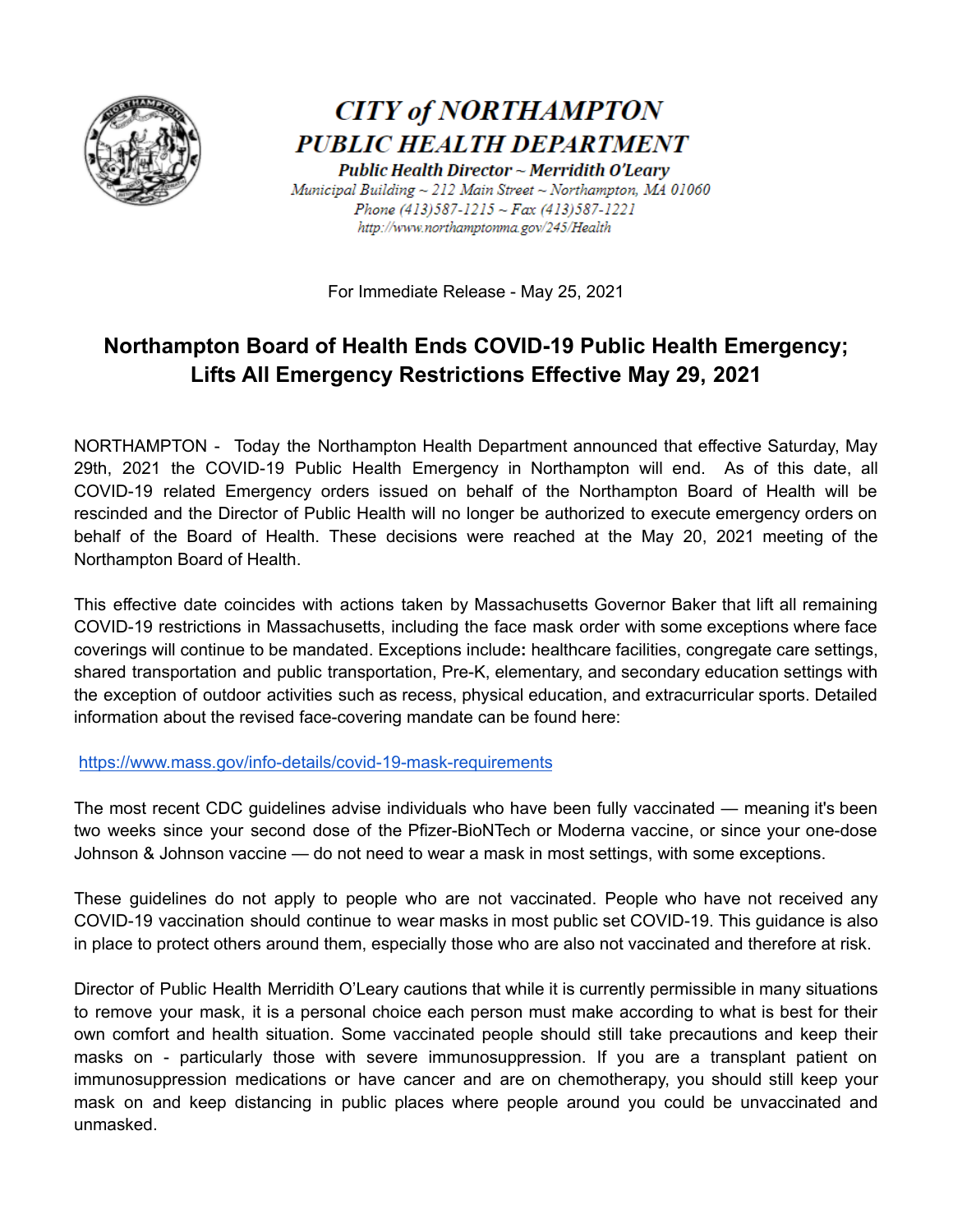**CITY of NORTHAMPTON**
**PUBLIC HEALTH DEPARTMENT**
**Public Health Director ~ Merridith O'Leary**
*Municipal Building ~ 212 Main Street ~ Northampton, MA 01060*
*Phone (413)587-1215 ~ Fax (413)587-1221*
*http://www.northamptonma.gov/245/Health*

For Immediate Release - May 25, 2021

# Northampton Board of Health Ends COVID-19 Public Health Emergency; Lifts All Emergency Restrictions Effective May 29, 2021

NORTHAMPTON - Today the Northampton Health Department announced that effective Saturday, May 29th, 2021 the COVID-19 Public Health Emergency in Northampton will end. As of this date, all COVID-19 related Emergency orders issued on behalf of the Northampton Board of Health will be rescinded and the Director of Public Health will no longer be authorized to execute emergency orders on behalf of the Board of Health. These decisions were reached at the May 20, 2021 meeting of the Northampton Board of Health.

This effective date coincides with actions taken by Massachusetts Governor Baker that lift all remaining COVID-19 restrictions in Massachusetts, including the face mask order with some exceptions where face coverings will continue to be mandated. Exceptions include**:** healthcare facilities, congregate care settings, shared transportation and public transportation, Pre-K, elementary, and secondary education settings with the exception of outdoor activities such as recess, physical education, and extracurricular sports. Detailed information about the revised face-covering mandate can be found here:

https://www.mass.gov/info-details/covid-19-mask-requirements

The most recent CDC guidelines advise individuals who have been fully vaccinated — meaning it's been two weeks since your second dose of the Pfizer-BioNTech or Moderna vaccine, or since your one-dose Johnson & Johnson vaccine — do not need to wear a mask in most settings, with some exceptions.

These guidelines do not apply to people who are not vaccinated. People who have not received any COVID-19 vaccination should continue to wear masks in most public set COVID-19. This guidance is also in place to protect others around them, especially those who are also not vaccinated and therefore at risk.

Director of Public Health Merridith O'Leary cautions that while it is currently permissible in many situations to remove your mask, it is a personal choice each person must make according to what is best for their own comfort and health situation. Some vaccinated people should still take precautions and keep their masks on - particularly those with severe immunosuppression. If you are a transplant patient on immunosuppression medications or have cancer and are on chemotherapy, you should still keep your mask on and keep distancing in public places where people around you could be unvaccinated and unmasked.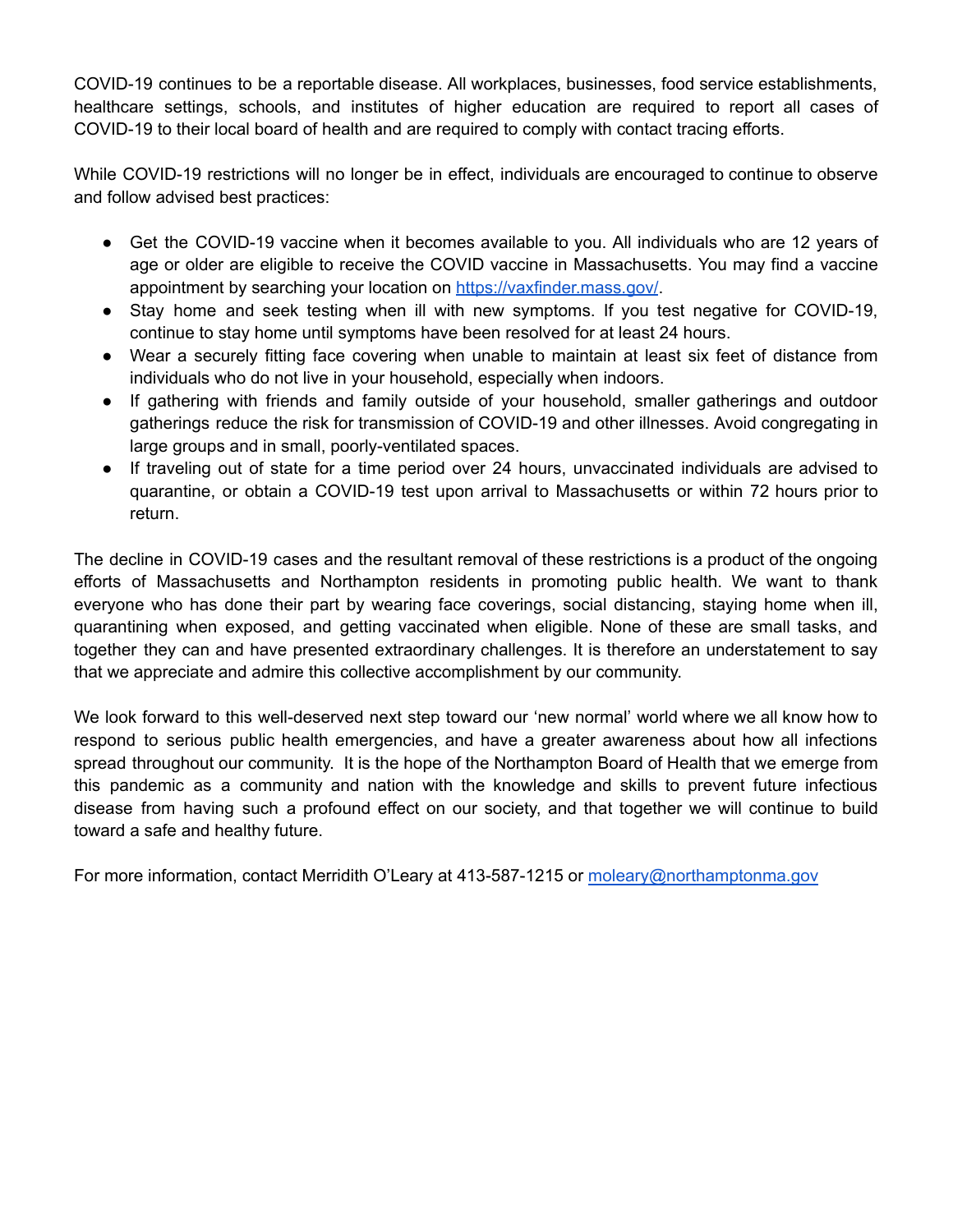COVID-19 continues to be a reportable disease. All workplaces, businesses, food service establishments, healthcare settings, schools, and institutes of higher education are required to report all cases of COVID-19 to their local board of health and are required to comply with contact tracing efforts.

While COVID-19 restrictions will no longer be in effect, individuals are encouraged to continue to observe and follow advised best practices:

- Get the COVID-19 vaccine when it becomes available to you. All individuals who are 12 years of age or older are eligible to receive the COVID vaccine in Massachusetts. You may find a vaccine appointment by searching your location on [https://vaxfinder.mass.gov/](https://vaxfinder.mass.gov/).
- Stay home and seek testing when ill with new symptoms. If you test negative for COVID-19, continue to stay home until symptoms have been resolved for at least 24 hours.
- Wear a securely fitting face covering when unable to maintain at least six feet of distance from individuals who do not live in your household, especially when indoors.
- If gathering with friends and family outside of your household, smaller gatherings and outdoor gatherings reduce the risk for transmission of COVID-19 and other illnesses. Avoid congregating in large groups and in small, poorly-ventilated spaces.
- If traveling out of state for a time period over 24 hours, unvaccinated individuals are advised to quarantine, or obtain a COVID-19 test upon arrival to Massachusetts or within 72 hours prior to return.

The decline in COVID-19 cases and the resultant removal of these restrictions is a product of the ongoing efforts of Massachusetts and Northampton residents in promoting public health. We want to thank everyone who has done their part by wearing face coverings, social distancing, staying home when ill, quarantining when exposed, and getting vaccinated when eligible. None of these are small tasks, and together they can and have presented extraordinary challenges. It is therefore an understatement to say that we appreciate and admire this collective accomplishment by our community.

We look forward to this well-deserved next step toward our 'new normal' world where we all know how to respond to serious public health emergencies, and have a greater awareness about how all infections spread throughout our community. It is the hope of the Northampton Board of Health that we emerge from this pandemic as a community and nation with the knowledge and skills to prevent future infectious disease from having such a profound effect on our society, and that together we will continue to build toward a safe and healthy future.

For more information, contact Merridith O'Leary at 413-587-1215 or [moleary@northamptonma.gov](mailto:moleary@northamptonma.gov)